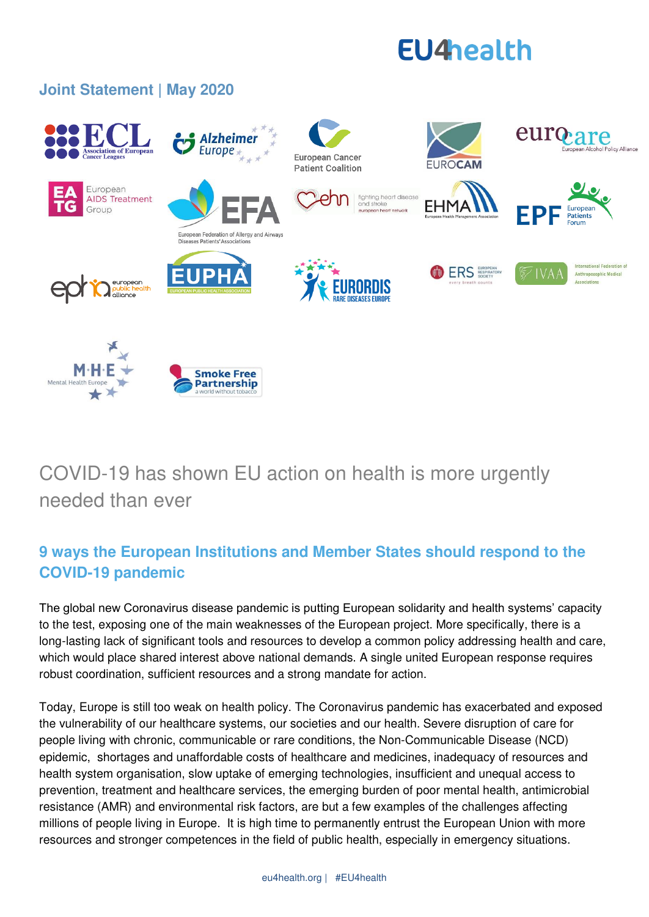EU4health

**Joint Statement | May 2020**

# COVID-19 has shown EU action on health is more urgently needed than ever

## 9 ways the European Institutions and Member States should respond to the COVID-19 pandemic

The global new Coronavirus disease pandemic is putting European solidarity and health systems' capacity to the test, exposing one of the main weaknesses of the European project. More specifically, there is a long-lasting lack of significant tools and resources to develop a common policy addressing health and care, which would place shared interest above national demands. A single united European response requires robust coordination, sufficient resources and a strong mandate for action.

Today, Europe is still too weak on health policy. The Coronavirus pandemic has exacerbated and exposed the vulnerability of our healthcare systems, our societies and our health. Severe disruption of care for people living with chronic, communicable or rare conditions, the Non-Communicable Disease (NCD) epidemic, shortages and unaffordable costs of healthcare and medicines, inadequacy of resources and health system organisation, slow uptake of emerging technologies, insufficient and unequal access to prevention, treatment and healthcare services, the emerging burden of poor mental health, antimicrobial resistance (AMR) and environmental risk factors, are but a few examples of the challenges affecting millions of people living in Europe. It is high time to permanently entrust the European Union with more resources and stronger competences in the field of public health, especially in emergency situations.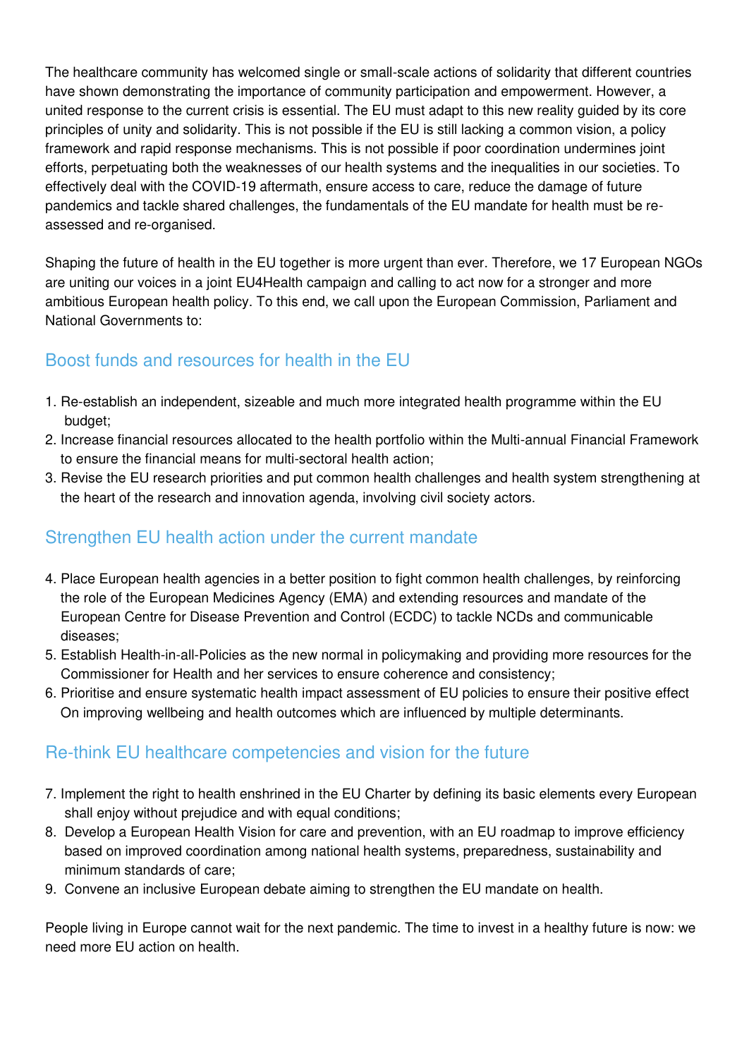The healthcare community has welcomed single or small-scale actions of solidarity that different countries have shown demonstrating the importance of community participation and empowerment. However, a united response to the current crisis is essential. The EU must adapt to this new reality guided by its core principles of unity and solidarity. This is not possible if the EU is still lacking a common vision, a policy framework and rapid response mechanisms. This is not possible if poor coordination undermines joint efforts, perpetuating both the weaknesses of our health systems and the inequalities in our societies. To effectively deal with the COVID-19 aftermath, ensure access to care, reduce the damage of future pandemics and tackle shared challenges, the fundamentals of the EU mandate for health must be re-assessed and re-organised.

Shaping the future of health in the EU together is more urgent than ever. Therefore, we 17 European NGOs are uniting our voices in a joint EU4Health campaign and calling to act now for a stronger and more ambitious European health policy. To this end, we call upon the European Commission, Parliament and National Governments to:

## Boost funds and resources for health in the EU

1. Re-establish an independent, sizeable and much more integrated health programme within the EU budget;
2. Increase financial resources allocated to the health portfolio within the Multi-annual Financial Framework to ensure the financial means for multi-sectoral health action;
3. Revise the EU research priorities and put common health challenges and health system strengthening at the heart of the research and innovation agenda, involving civil society actors.

## Strengthen EU health action under the current mandate

4. Place European health agencies in a better position to fight common health challenges, by reinforcing the role of the European Medicines Agency (EMA) and extending resources and mandate of the European Centre for Disease Prevention and Control (ECDC) to tackle NCDs and communicable diseases;
5. Establish Health-in-all-Policies as the new normal in policymaking and providing more resources for the Commissioner for Health and her services to ensure coherence and consistency;
6. Prioritise and ensure systematic health impact assessment of EU policies to ensure their positive effect On improving wellbeing and health outcomes which are influenced by multiple determinants.

## Re-think EU healthcare competencies and vision for the future

7. Implement the right to health enshrined in the EU Charter by defining its basic elements every European shall enjoy without prejudice and with equal conditions;
8. Develop a European Health Vision for care and prevention, with an EU roadmap to improve efficiency based on improved coordination among national health systems, preparedness, sustainability and minimum standards of care;
9. Convene an inclusive European debate aiming to strengthen the EU mandate on health.

People living in Europe cannot wait for the next pandemic. The time to invest in a healthy future is now: we need more EU action on health.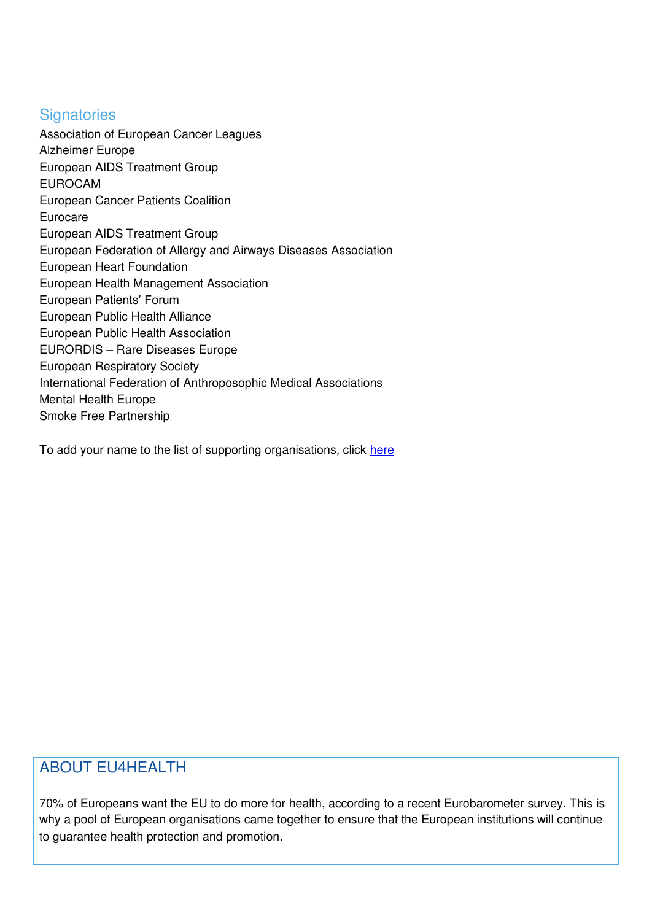## Signatories

Association of European Cancer Leagues
Alzheimer Europe
European AIDS Treatment Group
EUROCAM
European Cancer Patients Coalition
Eurocare
European AIDS Treatment Group
European Federation of Allergy and Airways Diseases Association
European Heart Foundation
European Health Management Association
European Patients' Forum
European Public Health Alliance
European Public Health Association
EURORDIS – Rare Diseases Europe
European Respiratory Society
International Federation of Anthroposophic Medical Associations
Mental Health Europe
Smoke Free Partnership

To add your name to the list of supporting organisations, click here

## ABOUT EU4HEALTH

70% of Europeans want the EU to do more for health, according to a recent Eurobarometer survey. This is why a pool of European organisations came together to ensure that the European institutions will continue to guarantee health protection and promotion.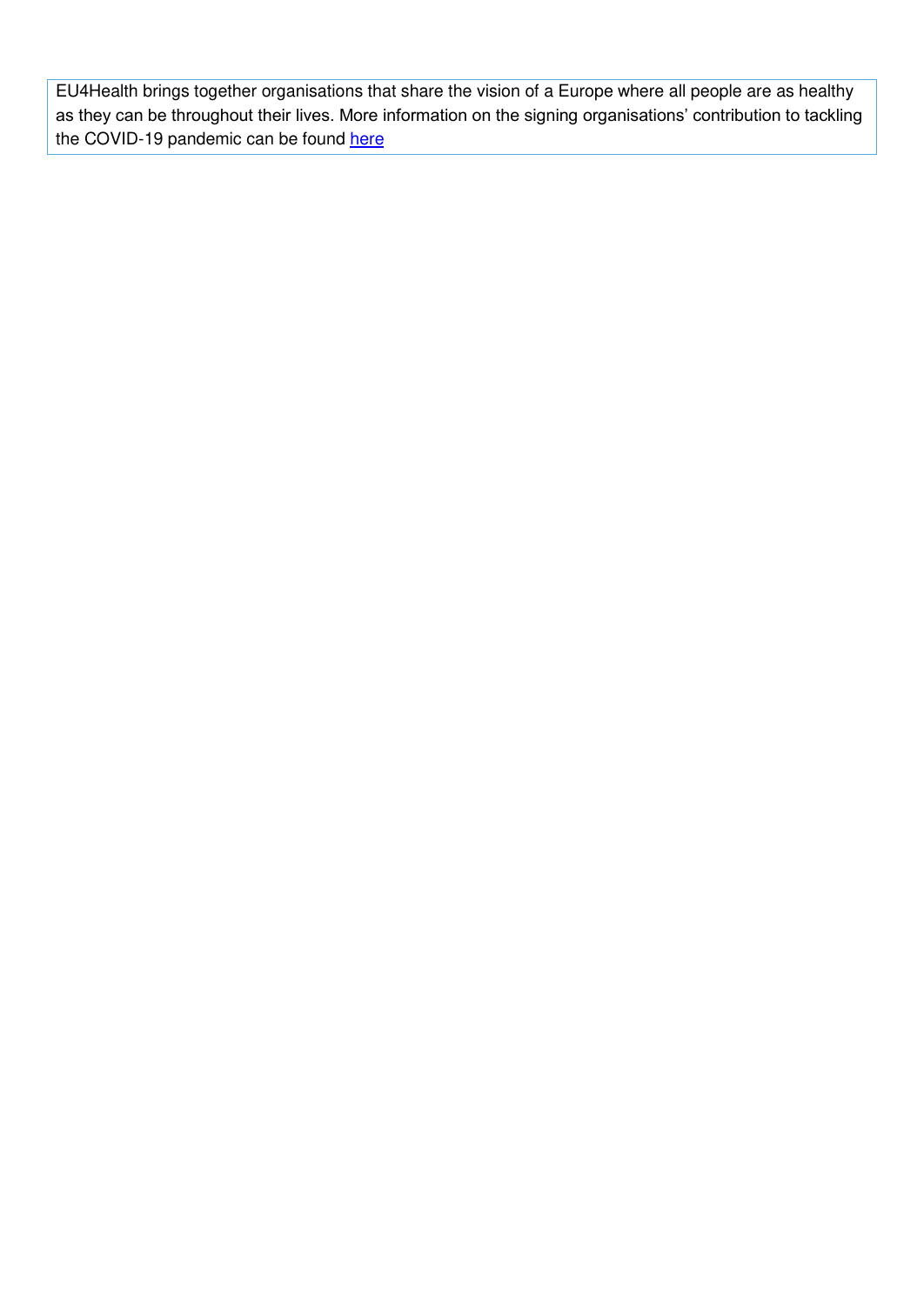EU4Health brings together organisations that share the vision of a Europe where all people are as healthy as they can be throughout their lives. More information on the signing organisations' contribution to tackling the COVID-19 pandemic can be found here